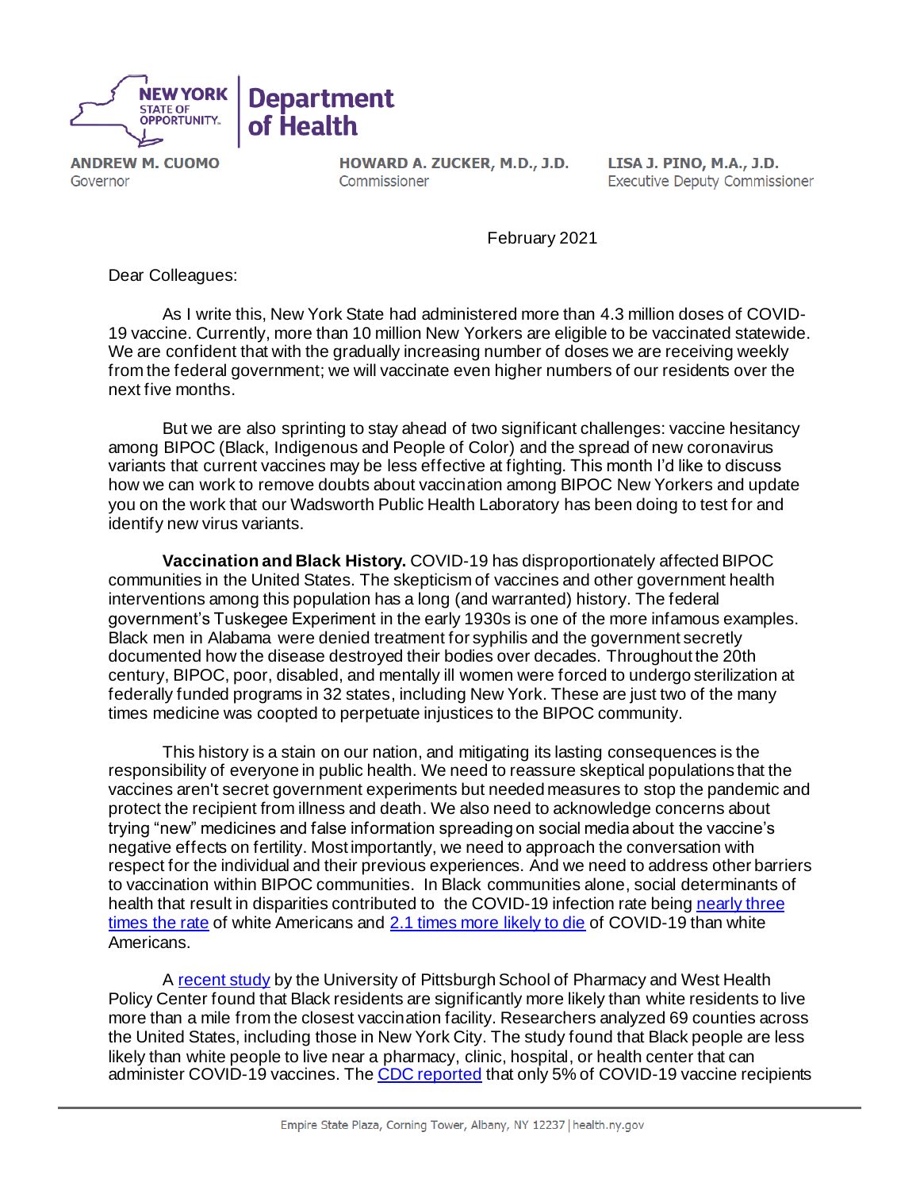**NEW YORK STATE OF OPPORTUNITY. | Department of Health**

**ANDREW M. CUOMO**
Governor

**HOWARD A. ZUCKER, M.D., J.D.**
Commissioner

**LISA J. PINO, M.A., J.D.**
Executive Deputy Commissioner

February 2021

Dear Colleagues:

As I write this, New York State had administered more than 4.3 million doses of COVID-19 vaccine. Currently, more than 10 million New Yorkers are eligible to be vaccinated statewide. We are confident that with the gradually increasing number of doses we are receiving weekly from the federal government; we will vaccinate even higher numbers of our residents over the next five months.

But we are also sprinting to stay ahead of two significant challenges: vaccine hesitancy among BIPOC (Black, Indigenous and People of Color) and the spread of new coronavirus variants that current vaccines may be less effective at fighting. This month I'd like to discuss how we can work to remove doubts about vaccination among BIPOC New Yorkers and update you on the work that our Wadsworth Public Health Laboratory has been doing to test for and identify new virus variants.

**Vaccination and Black History.** COVID-19 has disproportionately affected BIPOC communities in the United States. The skepticism of vaccines and other government health interventions among this population has a long (and warranted) history. The federal government's Tuskegee Experiment in the early 1930s is one of the more infamous examples. Black men in Alabama were denied treatment for syphilis and the government secretly documented how the disease destroyed their bodies over decades. Throughout the 20th century, BIPOC, poor, disabled, and mentally ill women were forced to undergo sterilization at federally funded programs in 32 states, including New York. These are just two of the many times medicine was coopted to perpetuate injustices to the BIPOC community.

This history is a stain on our nation, and mitigating its lasting consequences is the responsibility of everyone in public health. We need to reassure skeptical populations that the vaccines aren't secret government experiments but needed measures to stop the pandemic and protect the recipient from illness and death. We also need to acknowledge concerns about trying "new" medicines and false information spreading on social media about the vaccine's negative effects on fertility. Most importantly, we need to approach the conversation with respect for the individual and their previous experiences. And we need to address other barriers to vaccination within BIPOC communities. In Black communities alone, social determinants of health that result in disparities contributed to the COVID-19 infection rate being nearly three times the rate of white Americans and 2.1 times more likely to die of COVID-19 than white Americans.

A recent study by the University of Pittsburgh School of Pharmacy and West Health Policy Center found that Black residents are significantly more likely than white residents to live more than a mile from the closest vaccination facility. Researchers analyzed 69 counties across the United States, including those in New York City. The study found that Black people are less likely than white people to live near a pharmacy, clinic, hospital, or health center that can administer COVID-19 vaccines. The CDC reported that only 5% of COVID-19 vaccine recipients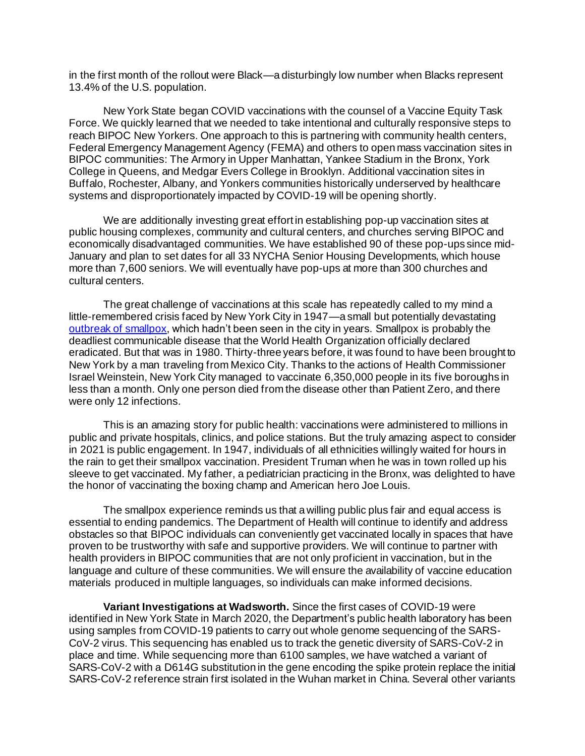in the first month of the rollout were Black—a disturbingly low number when Blacks represent 13.4% of the U.S. population.

New York State began COVID vaccinations with the counsel of a Vaccine Equity Task Force. We quickly learned that we needed to take intentional and culturally responsive steps to reach BIPOC New Yorkers. One approach to this is partnering with community health centers, Federal Emergency Management Agency (FEMA) and others to open mass vaccination sites in BIPOC communities: The Armory in Upper Manhattan, Yankee Stadium in the Bronx, York College in Queens, and Medgar Evers College in Brooklyn. Additional vaccination sites in Buffalo, Rochester, Albany, and Yonkers communities historically underserved by healthcare systems and disproportionately impacted by COVID-19 will be opening shortly.

We are additionally investing great effort in establishing pop-up vaccination sites at public housing complexes, community and cultural centers, and churches serving BIPOC and economically disadvantaged communities. We have established 90 of these pop-ups since mid-January and plan to set dates for all 33 NYCHA Senior Housing Developments, which house more than 7,600 seniors. We will eventually have pop-ups at more than 300 churches and cultural centers.

The great challenge of vaccinations at this scale has repeatedly called to my mind a little-remembered crisis faced by New York City in 1947—a small but potentially devastating outbreak of smallpox, which hadn't been seen in the city in years. Smallpox is probably the deadliest communicable disease that the World Health Organization officially declared eradicated. But that was in 1980. Thirty-three years before, it was found to have been brought to New York by a man traveling from Mexico City. Thanks to the actions of Health Commissioner Israel Weinstein, New York City managed to vaccinate 6,350,000 people in its five boroughs in less than a month. Only one person died from the disease other than Patient Zero, and there were only 12 infections.

This is an amazing story for public health: vaccinations were administered to millions in public and private hospitals, clinics, and police stations. But the truly amazing aspect to consider in 2021 is public engagement. In 1947, individuals of all ethnicities willingly waited for hours in the rain to get their smallpox vaccination. President Truman when he was in town rolled up his sleeve to get vaccinated. My father, a pediatrician practicing in the Bronx, was delighted to have the honor of vaccinating the boxing champ and American hero Joe Louis.

The smallpox experience reminds us that a willing public plus fair and equal access is essential to ending pandemics. The Department of Health will continue to identify and address obstacles so that BIPOC individuals can conveniently get vaccinated locally in spaces that have proven to be trustworthy with safe and supportive providers. We will continue to partner with health providers in BIPOC communities that are not only proficient in vaccination, but in the language and culture of these communities. We will ensure the availability of vaccine education materials produced in multiple languages, so individuals can make informed decisions.

**Variant Investigations at Wadsworth.** Since the first cases of COVID-19 were identified in New York State in March 2020, the Department's public health laboratory has been using samples from COVID-19 patients to carry out whole genome sequencing of the SARS-CoV-2 virus. This sequencing has enabled us to track the genetic diversity of SARS-CoV-2 in place and time. While sequencing more than 6100 samples, we have watched a variant of SARS-CoV-2 with a D614G substitution in the gene encoding the spike protein replace the initial SARS-CoV-2 reference strain first isolated in the Wuhan market in China. Several other variants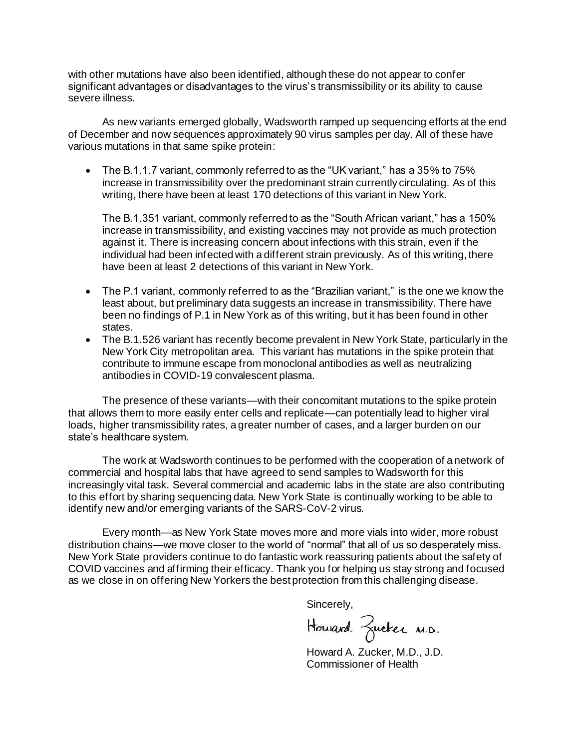with other mutations have also been identified, although these do not appear to confer significant advantages or disadvantages to the virus's transmissibility or its ability to cause severe illness.

As new variants emerged globally, Wadsworth ramped up sequencing efforts at the end of December and now sequences approximately 90 virus samples per day. All of these have various mutations in that same spike protein:

- The B.1.1.7 variant, commonly referred to as the "UK variant," has a 35% to 75% increase in transmissibility over the predominant strain currently circulating. As of this writing, there have been at least 170 detections of this variant in New York.

  The B.1.351 variant, commonly referred to as the "South African variant," has a 150% increase in transmissibility, and existing vaccines may not provide as much protection against it. There is increasing concern about infections with this strain, even if the individual had been infected with a different strain previously. As of this writing, there have been at least 2 detections of this variant in New York.

- The P.1 variant, commonly referred to as the "Brazilian variant," is the one we know the least about, but preliminary data suggests an increase in transmissibility. There have been no findings of P.1 in New York as of this writing, but it has been found in other states.
- The B.1.526 variant has recently become prevalent in New York State, particularly in the New York City metropolitan area. This variant has mutations in the spike protein that contribute to immune escape from monoclonal antibodies as well as neutralizing antibodies in COVID-19 convalescent plasma.

The presence of these variants—with their concomitant mutations to the spike protein that allows them to more easily enter cells and replicate—can potentially lead to higher viral loads, higher transmissibility rates, a greater number of cases, and a larger burden on our state's healthcare system.

The work at Wadsworth continues to be performed with the cooperation of a network of commercial and hospital labs that have agreed to send samples to Wadsworth for this increasingly vital task. Several commercial and academic labs in the state are also contributing to this effort by sharing sequencing data. New York State is continually working to be able to identify new and/or emerging variants of the SARS-CoV-2 virus.

Every month—as New York State moves more and more vials into wider, more robust distribution chains—we move closer to the world of "normal" that all of us so desperately miss. New York State providers continue to do fantastic work reassuring patients about the safety of COVID vaccines and affirming their efficacy. Thank you for helping us stay strong and focused as we close in on offering New Yorkers the best protection from this challenging disease.

Sincerely,

Howard Zucker M.D.

Howard A. Zucker, M.D., J.D.
Commissioner of Health